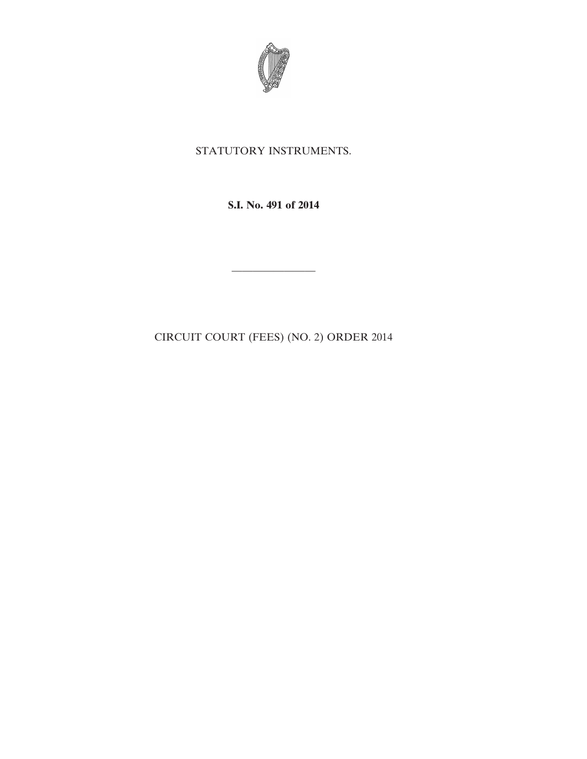STATUTORY INSTRUMENTS.

**S.I. No. 491 of 2014**

---

CIRCUIT COURT (FEES) (NO. 2) ORDER 2014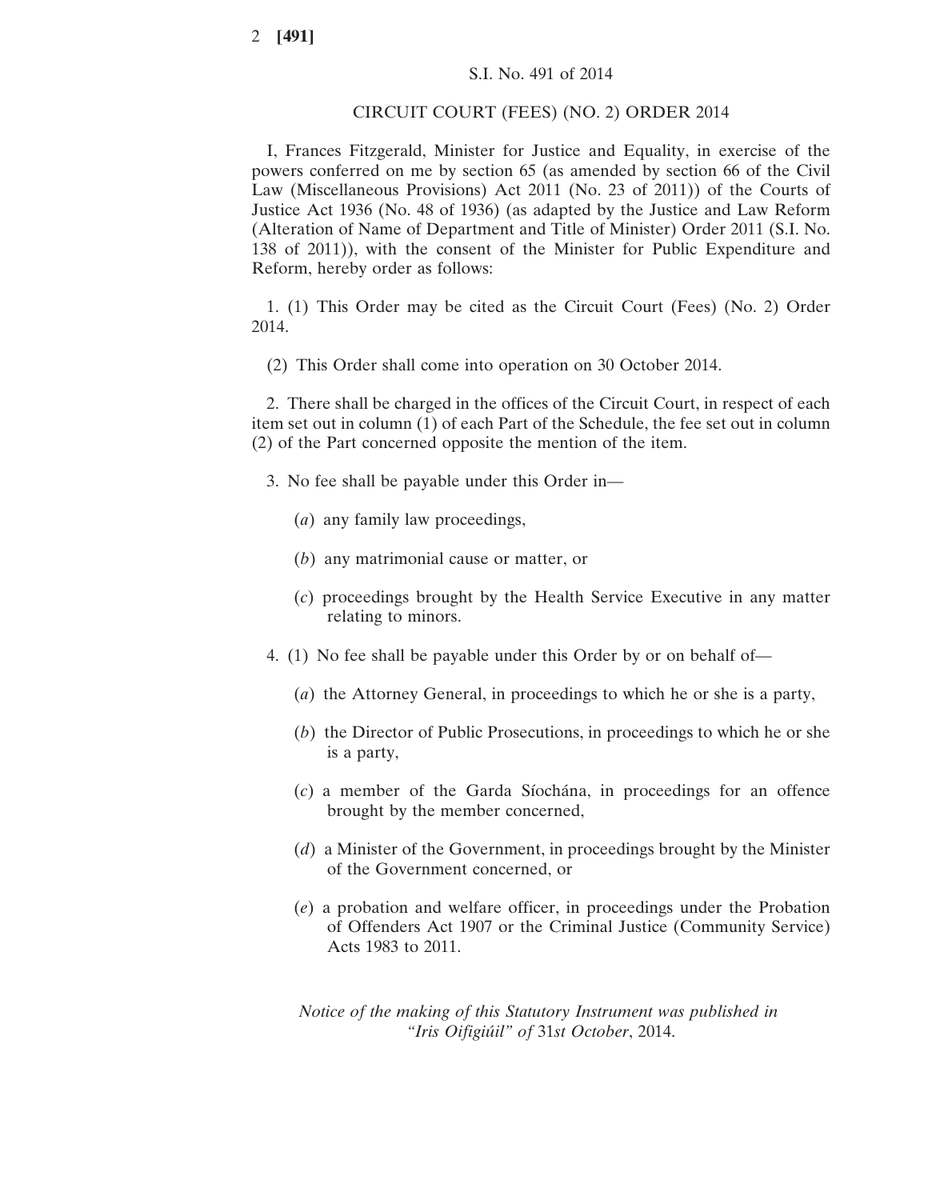S.I. No. 491 of 2014

CIRCUIT COURT (FEES) (NO. 2) ORDER 2014

I, Frances Fitzgerald, Minister for Justice and Equality, in exercise of the powers conferred on me by section 65 (as amended by section 66 of the Civil Law (Miscellaneous Provisions) Act 2011 (No. 23 of 2011)) of the Courts of Justice Act 1936 (No. 48 of 1936) (as adapted by the Justice and Law Reform (Alteration of Name of Department and Title of Minister) Order 2011 (S.I. No. 138 of 2011)), with the consent of the Minister for Public Expenditure and Reform, hereby order as follows:

1. (1) This Order may be cited as the Circuit Court (Fees) (No. 2) Order 2014.

(2) This Order shall come into operation on 30 October 2014.

2. There shall be charged in the offices of the Circuit Court, in respect of each item set out in column (1) of each Part of the Schedule, the fee set out in column (2) of the Part concerned opposite the mention of the item.

3. No fee shall be payable under this Order in—

(*a*) any family law proceedings,

(*b*) any matrimonial cause or matter, or

(*c*) proceedings brought by the Health Service Executive in any matter relating to minors.

4. (1) No fee shall be payable under this Order by or on behalf of—

(*a*) the Attorney General, in proceedings to which he or she is a party,

(*b*) the Director of Public Prosecutions, in proceedings to which he or she is a party,

(*c*) a member of the Garda Síochána, in proceedings for an offence brought by the member concerned,

(*d*) a Minister of the Government, in proceedings brought by the Minister of the Government concerned, or

(*e*) a probation and welfare officer, in proceedings under the Probation of Offenders Act 1907 or the Criminal Justice (Community Service) Acts 1983 to 2011.

*Notice of the making of this Statutory Instrument was published in "Iris Oifigiúil" of* 31*st October*, 2014.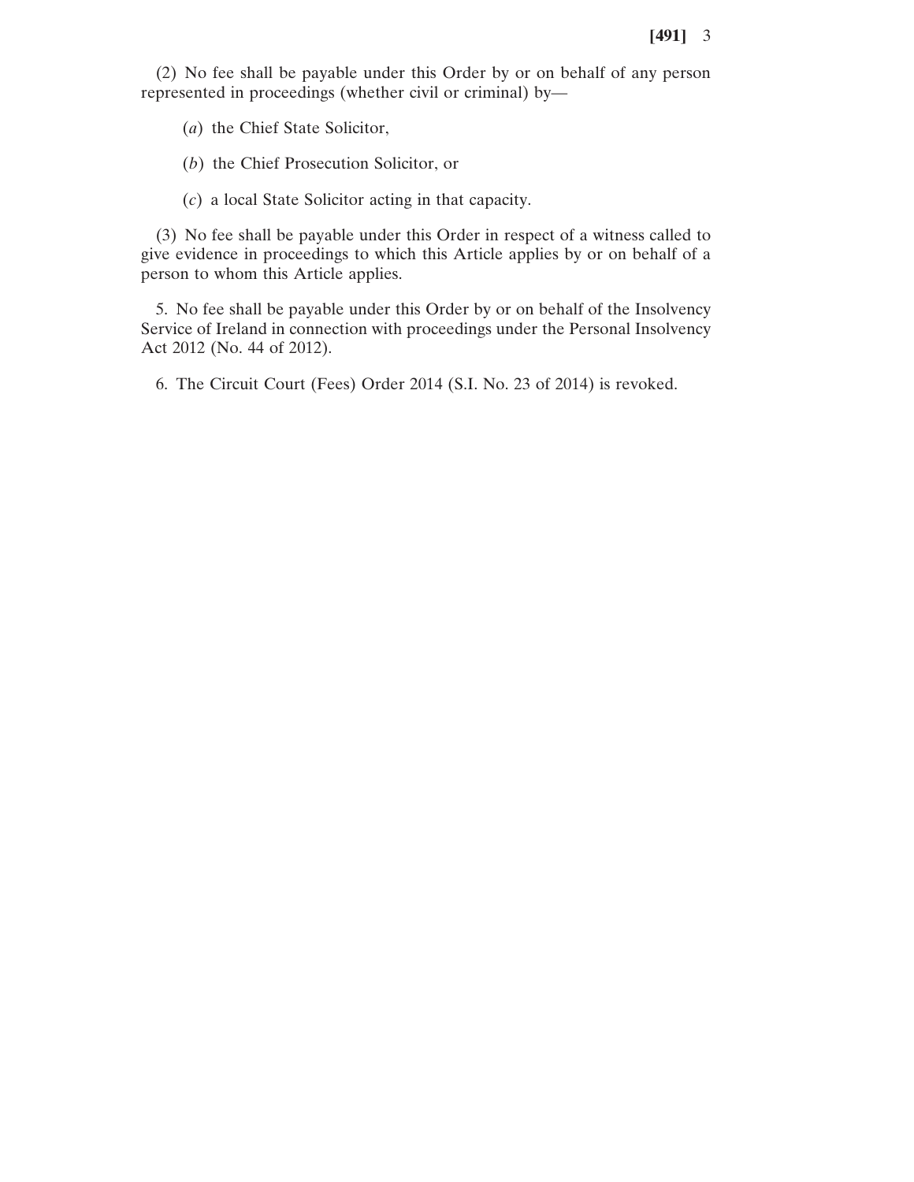(2) No fee shall be payable under this Order by or on behalf of any person represented in proceedings (whether civil or criminal) by—

(*a*) the Chief State Solicitor,

(*b*) the Chief Prosecution Solicitor, or

(*c*) a local State Solicitor acting in that capacity.

(3) No fee shall be payable under this Order in respect of a witness called to give evidence in proceedings to which this Article applies by or on behalf of a person to whom this Article applies.

5. No fee shall be payable under this Order by or on behalf of the Insolvency Service of Ireland in connection with proceedings under the Personal Insolvency Act 2012 (No. 44 of 2012).

6. The Circuit Court (Fees) Order 2014 (S.I. No. 23 of 2014) is revoked.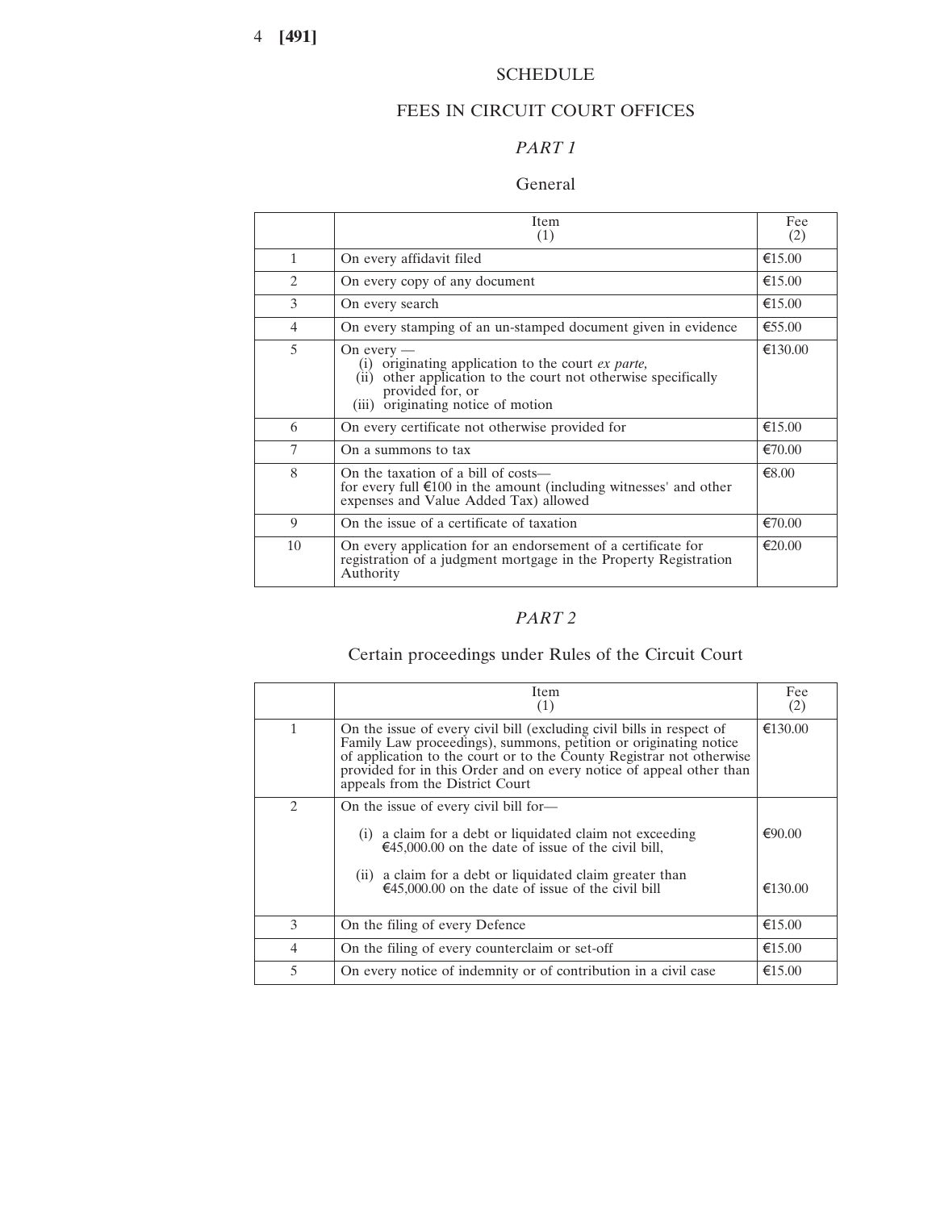# SCHEDULE

## FEES IN CIRCUIT COURT OFFICES

### *PART 1*

### General

| | Item (1) | Fee (2) |
|---|---|---|
| 1 | On every affidavit filed | €15.00 |
| 2 | On every copy of any document | €15.00 |
| 3 | On every search | €15.00 |
| 4 | On every stamping of an un-stamped document given in evidence | €55.00 |
| 5 | On every — (i) originating application to the court *ex parte,* (ii) other application to the court not otherwise specifically provided for, or (iii) originating notice of motion | €130.00 |
| 6 | On every certificate not otherwise provided for | €15.00 |
| 7 | On a summons to tax | €70.00 |
| 8 | On the taxation of a bill of costs— for every full €100 in the amount (including witnesses' and other expenses and Value Added Tax) allowed | €8.00 |
| 9 | On the issue of a certificate of taxation | €70.00 |
| 10 | On every application for an endorsement of a certificate for registration of a judgment mortgage in the Property Registration Authority | €20.00 |

### *PART 2*

### Certain proceedings under Rules of the Circuit Court

| | Item (1) | Fee (2) |
|---|---|---|
| 1 | On the issue of every civil bill (excluding civil bills in respect of Family Law proceedings), summons, petition or originating notice of application to the court or to the County Registrar not otherwise provided for in this Order and on every notice of appeal other than appeals from the District Court | €130.00 |
| 2 | On the issue of every civil bill for— | |
| | (i) a claim for a debt or liquidated claim not exceeding €45,000.00 on the date of issue of the civil bill, | €90.00 |
| | (ii) a claim for a debt or liquidated claim greater than €45,000.00 on the date of issue of the civil bill | €130.00 |
| 3 | On the filing of every Defence | €15.00 |
| 4 | On the filing of every counterclaim or set-off | €15.00 |
| 5 | On every notice of indemnity or of contribution in a civil case | €15.00 |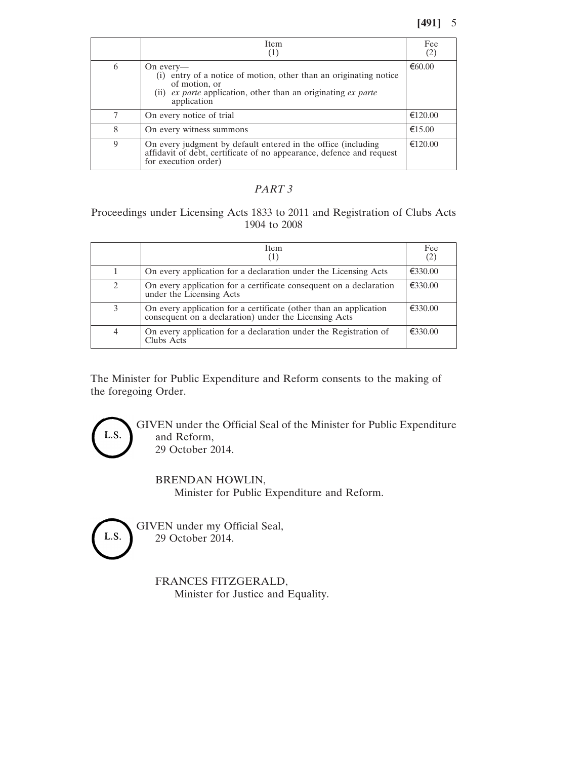| | Item (1) | Fee (2) |
|---|---|---|
| 6 | On every— (i) entry of a notice of motion, other than an originating notice of motion, or (ii) *ex parte* application, other than an originating *ex parte* application | €60.00 |
| 7 | On every notice of trial | €120.00 |
| 8 | On every witness summons | €15.00 |
| 9 | On every judgment by default entered in the office (including affidavit of debt, certificate of no appearance, defence and request for execution order) | €120.00 |

## *PART 3*

Proceedings under Licensing Acts 1833 to 2011 and Registration of Clubs Acts 1904 to 2008

| | Item (1) | Fee (2) |
|---|---|---|
| 1 | On every application for a declaration under the Licensing Acts | €330.00 |
| 2 | On every application for a certificate consequent on a declaration under the Licensing Acts | €330.00 |
| 3 | On every application for a certificate (other than an application consequent on a declaration) under the Licensing Acts | €330.00 |
| 4 | On every application for a declaration under the Registration of Clubs Acts | €330.00 |

The Minister for Public Expenditure and Reform consents to the making of the foregoing Order.

L.S.

GIVEN under the Official Seal of the Minister for Public Expenditure and Reform,
29 October 2014.

BRENDAN HOWLIN,
Minister for Public Expenditure and Reform.

L.S.

GIVEN under my Official Seal,
29 October 2014.

FRANCES FITZGERALD,
Minister for Justice and Equality.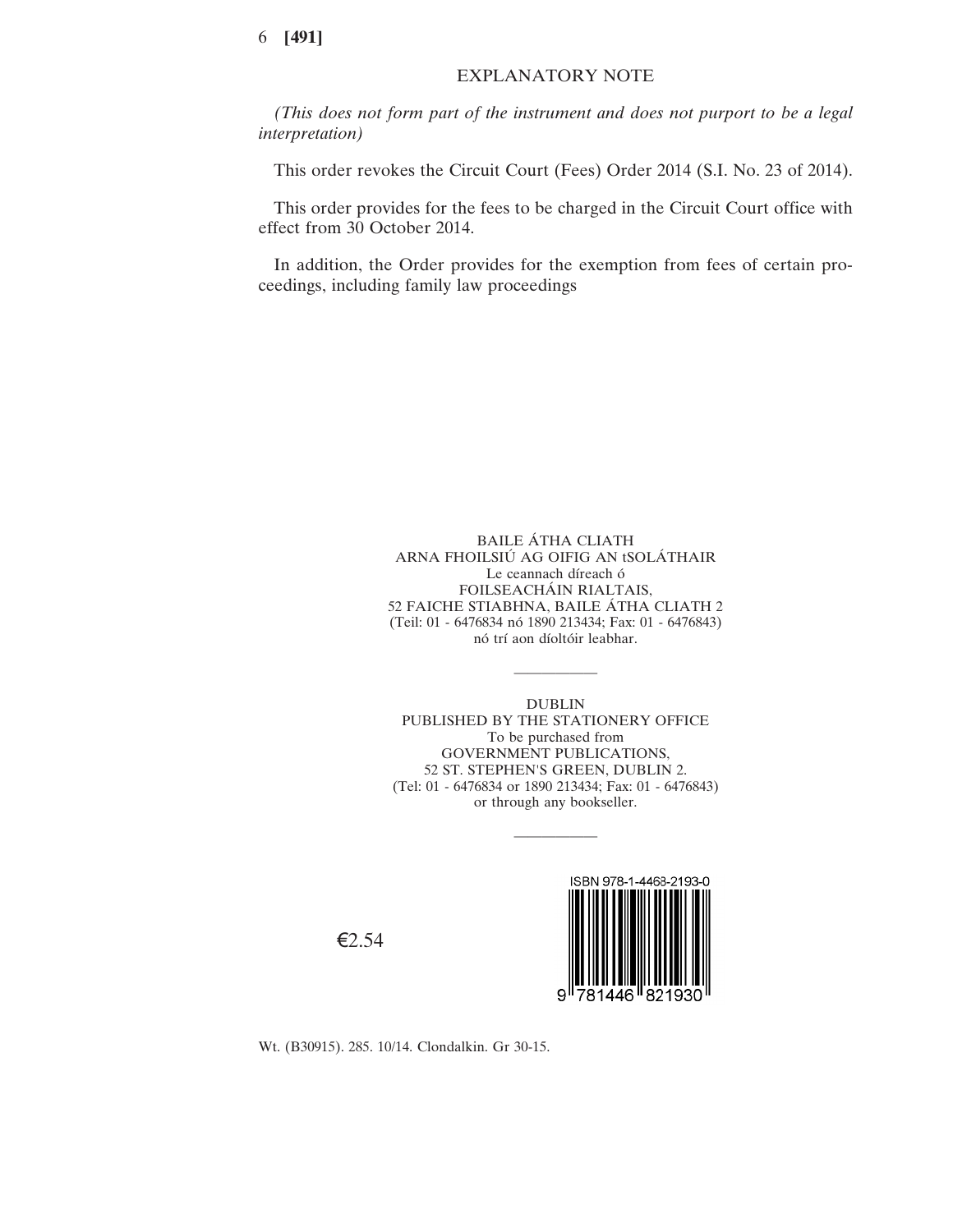## EXPLANATORY NOTE

*(This does not form part of the instrument and does not purport to be a legal interpretation)*

This order revokes the Circuit Court (Fees) Order 2014 (S.I. No. 23 of 2014).

This order provides for the fees to be charged in the Circuit Court office with effect from 30 October 2014.

In addition, the Order provides for the exemption from fees of certain proceedings, including family law proceedings

BAILE ÁTHA CLIATH
ARNA FHOILSIÚ AG OIFIG AN tSOLÁTHAIR
Le ceannach díreach ó
FOILSEACHÁIN RIALTAIS,
52 FAICHE STIABHNA, BAILE ÁTHA CLIATH 2
(Teil: 01 - 6476834 nó 1890 213434; Fax: 01 - 6476843)
nó trí aon díoltóir leabhar.

---

DUBLIN
PUBLISHED BY THE STATIONERY OFFICE
To be purchased from
GOVERNMENT PUBLICATIONS,
52 ST. STEPHEN'S GREEN, DUBLIN 2.
(Tel: 01 - 6476834 or 1890 213434; Fax: 01 - 6476843)
or through any bookseller.

---

€2.54

ISBN 978-1-4468-2193-0

9 781446 821930

Wt. (B30915). 285. 10/14. Clondalkin. Gr 30-15.